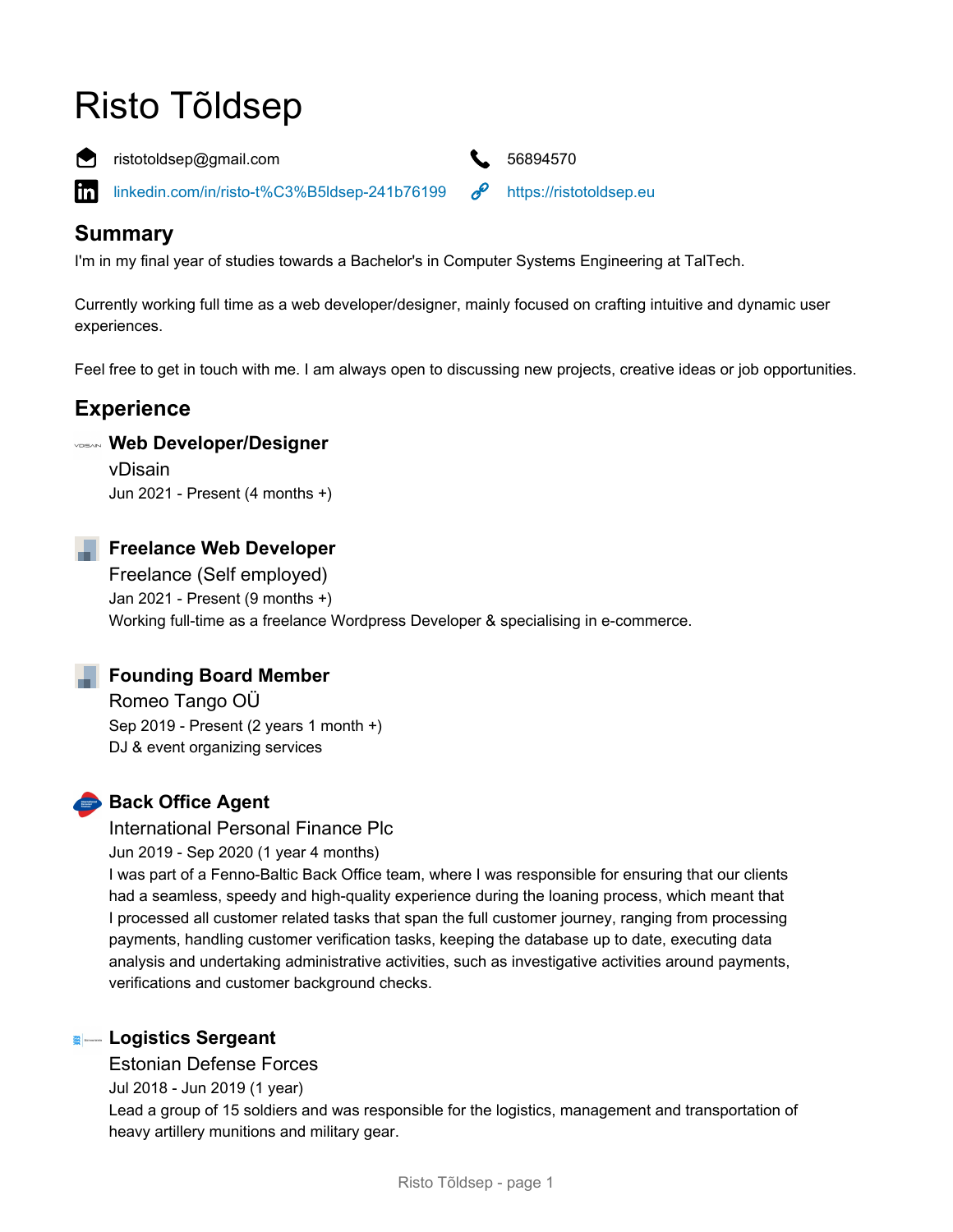# Risto Tõldsep

ristotoldsep@gmail.com

56894570

[linkedin.com/in/risto-t%C3%B5ldsep-241b76199](linkedin.com/in/risto-t%C3%B5ldsep-241b76199)

[https://ristotoldsep.eu](https://ristotoldsep.eu)

## Summary

I'm in my final year of studies towards a Bachelor's in Computer Systems Engineering at TalTech.

Currently working full time as a web developer/designer, mainly focused on crafting intuitive and dynamic user experiences.

Feel free to get in touch with me. I am always open to discussing new projects, creative ideas or job opportunities.

## Experience

### Web Developer/Designer

vDisain

Jun 2021 - Present (4 months +)

### Freelance Web Developer

Freelance (Self employed)

Jan 2021 - Present (9 months +)

Working full-time as a freelance Wordpress Developer & specialising in e-commerce.

### Founding Board Member

Romeo Tango OÜ

Sep 2019 - Present (2 years 1 month +)

DJ & event organizing services

### Back Office Agent

International Personal Finance Plc

Jun 2019 - Sep 2020 (1 year 4 months)

I was part of a Fenno-Baltic Back Office team, where I was responsible for ensuring that our clients had a seamless, speedy and high-quality experience during the loaning process, which meant that I processed all customer related tasks that span the full customer journey, ranging from processing payments, handling customer verification tasks, keeping the database up to date, executing data analysis and undertaking administrative activities, such as investigative activities around payments, verifications and customer background checks.

### Logistics Sergeant

Estonian Defense Forces

Jul 2018 - Jun 2019 (1 year)

Lead a group of 15 soldiers and was responsible for the logistics, management and transportation of heavy artillery munitions and military gear.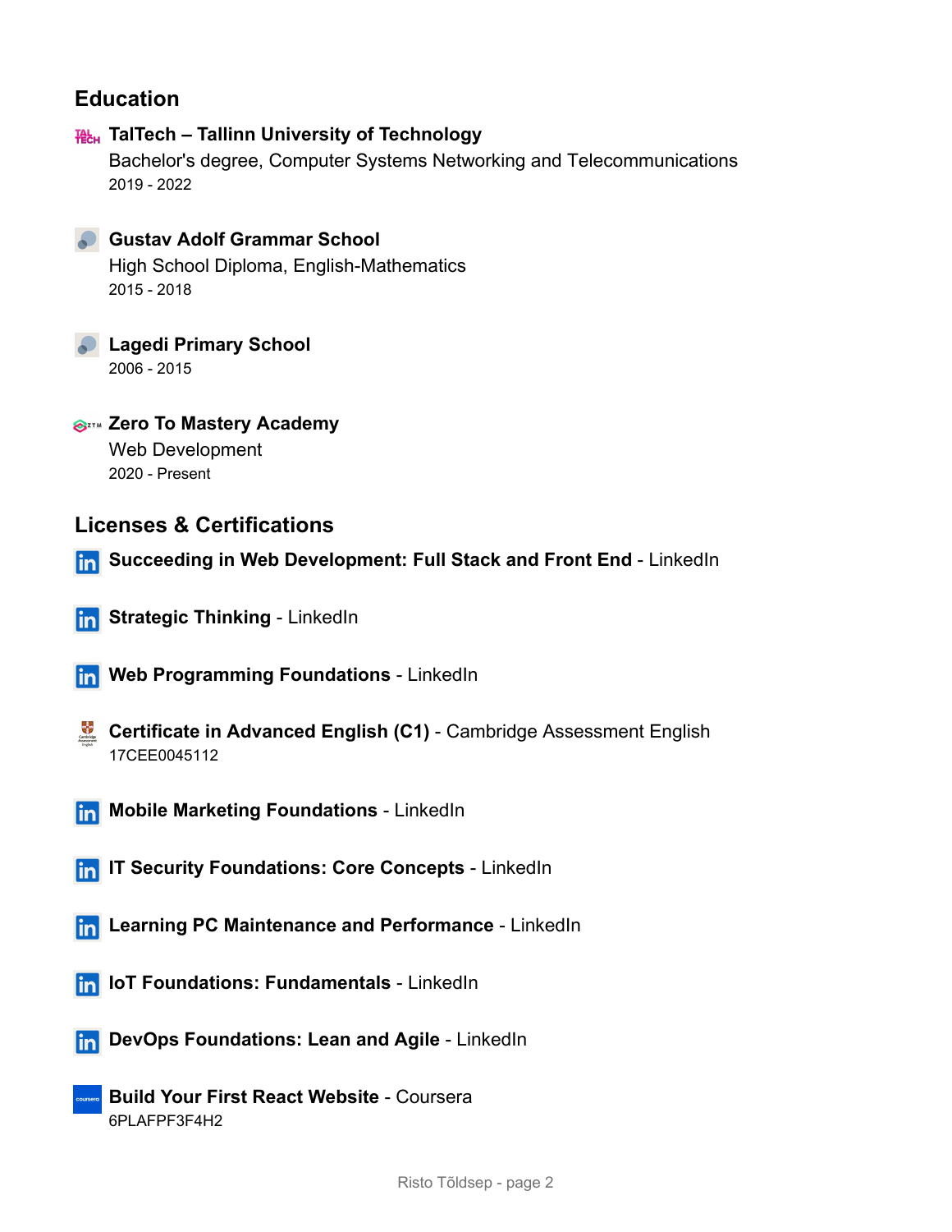## Education

### TalTech – Tallinn University of Technology
Bachelor's degree, Computer Systems Networking and Telecommunications
2019 - 2022

### Gustav Adolf Grammar School
High School Diploma, English-Mathematics
2015 - 2018

### Lagedi Primary School
2006 - 2015

### Zero To Mastery Academy
Web Development
2020 - Present

## Licenses & Certifications

**Succeeding in Web Development: Full Stack and Front End** - LinkedIn

**Strategic Thinking** - LinkedIn

**Web Programming Foundations** - LinkedIn

**Certificate in Advanced English (C1)** - Cambridge Assessment English
17CEE0045112

**Mobile Marketing Foundations** - LinkedIn

**IT Security Foundations: Core Concepts** - LinkedIn

**Learning PC Maintenance and Performance** - LinkedIn

**IoT Foundations: Fundamentals** - LinkedIn

**DevOps Foundations: Lean and Agile** - LinkedIn

**Build Your First React Website** - Coursera
6PLAFPF3F4H2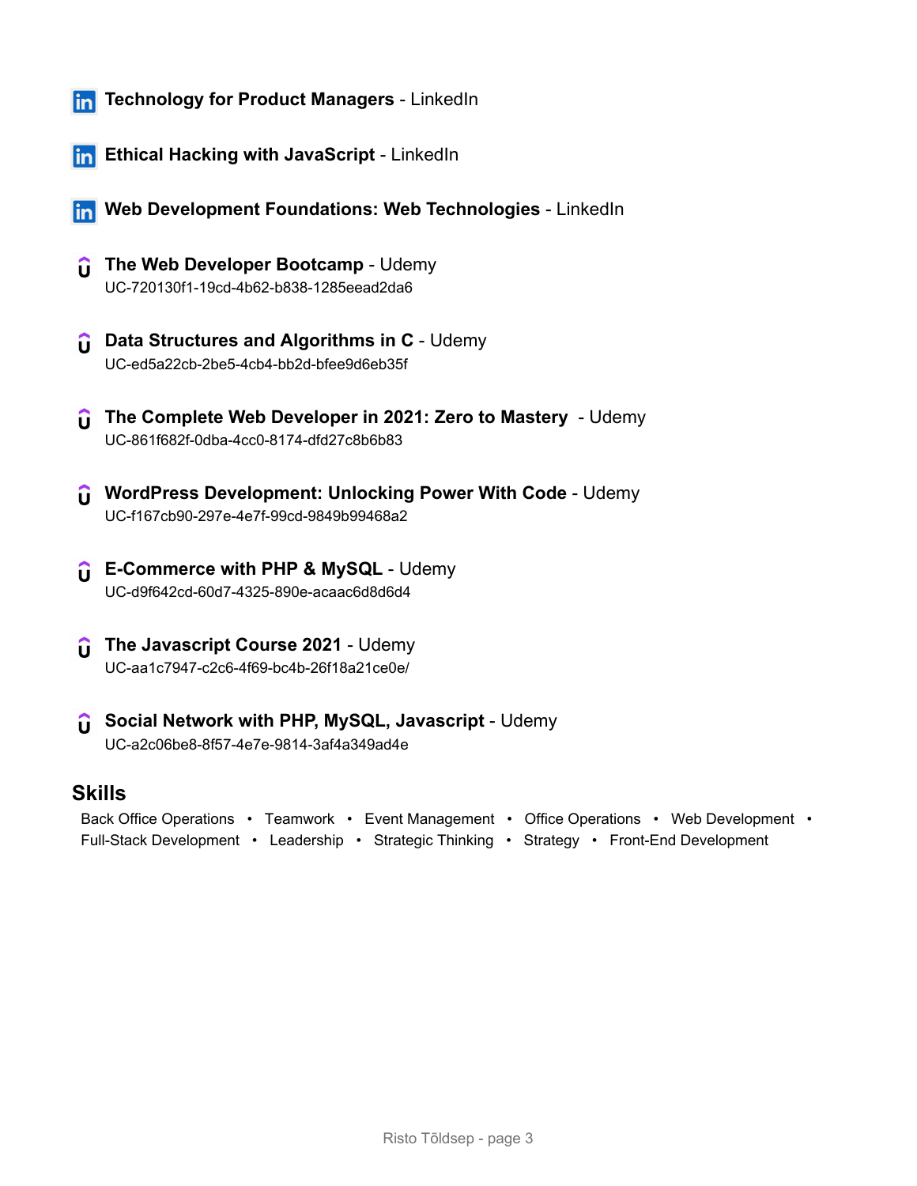**Technology for Product Managers** - LinkedIn

**Ethical Hacking with JavaScript** - LinkedIn

**Web Development Foundations: Web Technologies** - LinkedIn

**The Web Developer Bootcamp** - Udemy
UC-720130f1-19cd-4b62-b838-1285eead2da6

**Data Structures and Algorithms in C** - Udemy
UC-ed5a22cb-2be5-4cb4-bb2d-bfee9d6eb35f

**The Complete Web Developer in 2021: Zero to Mastery** - Udemy
UC-861f682f-0dba-4cc0-8174-dfd27c8b6b83

**WordPress Development: Unlocking Power With Code** - Udemy
UC-f167cb90-297e-4e7f-99cd-9849b99468a2

**E-Commerce with PHP & MySQL** - Udemy
UC-d9f642cd-60d7-4325-890e-acaac6d8d6d4

**The Javascript Course 2021** - Udemy
UC-aa1c7947-c2c6-4f69-bc4b-26f18a21ce0e/

**Social Network with PHP, MySQL, Javascript** - Udemy
UC-a2c06be8-8f57-4e7e-9814-3af4a349ad4e

## Skills

Back Office Operations • Teamwork • Event Management • Office Operations • Web Development • Full-Stack Development • Leadership • Strategic Thinking • Strategy • Front-End Development